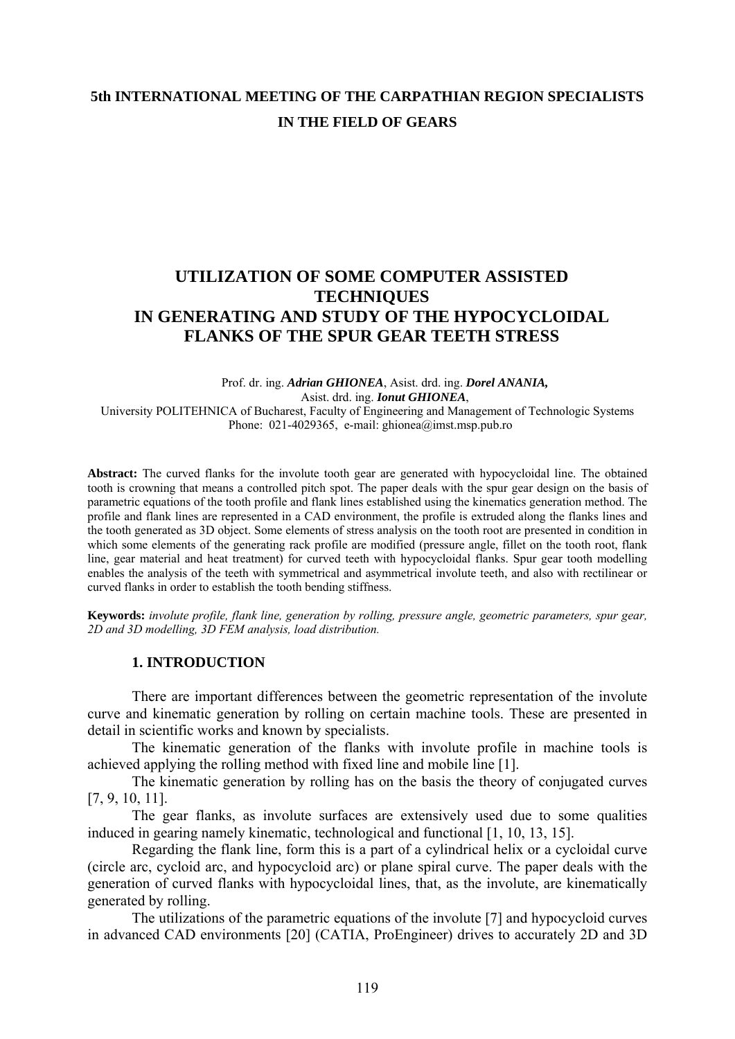**5th INTERNATIONAL MEETING OF THE CARPATHIAN REGION SPECIALISTS IN THE FIELD OF GEARS**

# UTILIZATION OF SOME COMPUTER ASSISTED TECHNIQUES IN GENERATING AND STUDY OF THE HYPOCYCLOIDAL FLANKS OF THE SPUR GEAR TEETH STRESS

Prof. dr. ing. ***Adrian GHIONEA***, Asist. drd. ing. ***Dorel ANANIA,***
Asist. drd. ing. ***Ionut GHIONEA***,
University POLITEHNICA of Bucharest, Faculty of Engineering and Management of Technologic Systems
Phone: 021-4029365, e-mail: ghionea@imst.msp.pub.ro

**Abstract:** The curved flanks for the involute tooth gear are generated with hypocycloidal line. The obtained tooth is crowning that means a controlled pitch spot. The paper deals with the spur gear design on the basis of parametric equations of the tooth profile and flank lines established using the kinematics generation method. The profile and flank lines are represented in a CAD environment, the profile is extruded along the flanks lines and the tooth generated as 3D object. Some elements of stress analysis on the tooth root are presented in condition in which some elements of the generating rack profile are modified (pressure angle, fillet on the tooth root, flank line, gear material and heat treatment) for curved teeth with hypocycloidal flanks. Spur gear tooth modelling enables the analysis of the teeth with symmetrical and asymmetrical involute teeth, and also with rectilinear or curved flanks in order to establish the tooth bending stiffness.

**Keywords:** *involute profile, flank line, generation by rolling, pressure angle, geometric parameters, spur gear, 2D and 3D modelling, 3D FEM analysis, load distribution.*

## 1. INTRODUCTION

There are important differences between the geometric representation of the involute curve and kinematic generation by rolling on certain machine tools. These are presented in detail in scientific works and known by specialists.

The kinematic generation of the flanks with involute profile in machine tools is achieved applying the rolling method with fixed line and mobile line [1].

The kinematic generation by rolling has on the basis the theory of conjugated curves [7, 9, 10, 11].

The gear flanks, as involute surfaces are extensively used due to some qualities induced in gearing namely kinematic, technological and functional [1, 10, 13, 15].

Regarding the flank line, form this is a part of a cylindrical helix or a cycloidal curve (circle arc, cycloid arc, and hypocycloid arc) or plane spiral curve. The paper deals with the generation of curved flanks with hypocycloidal lines, that, as the involute, are kinematically generated by rolling.

The utilizations of the parametric equations of the involute [7] and hypocycloid curves in advanced CAD environments [20] (CATIA, ProEngineer) drives to accurately 2D and 3D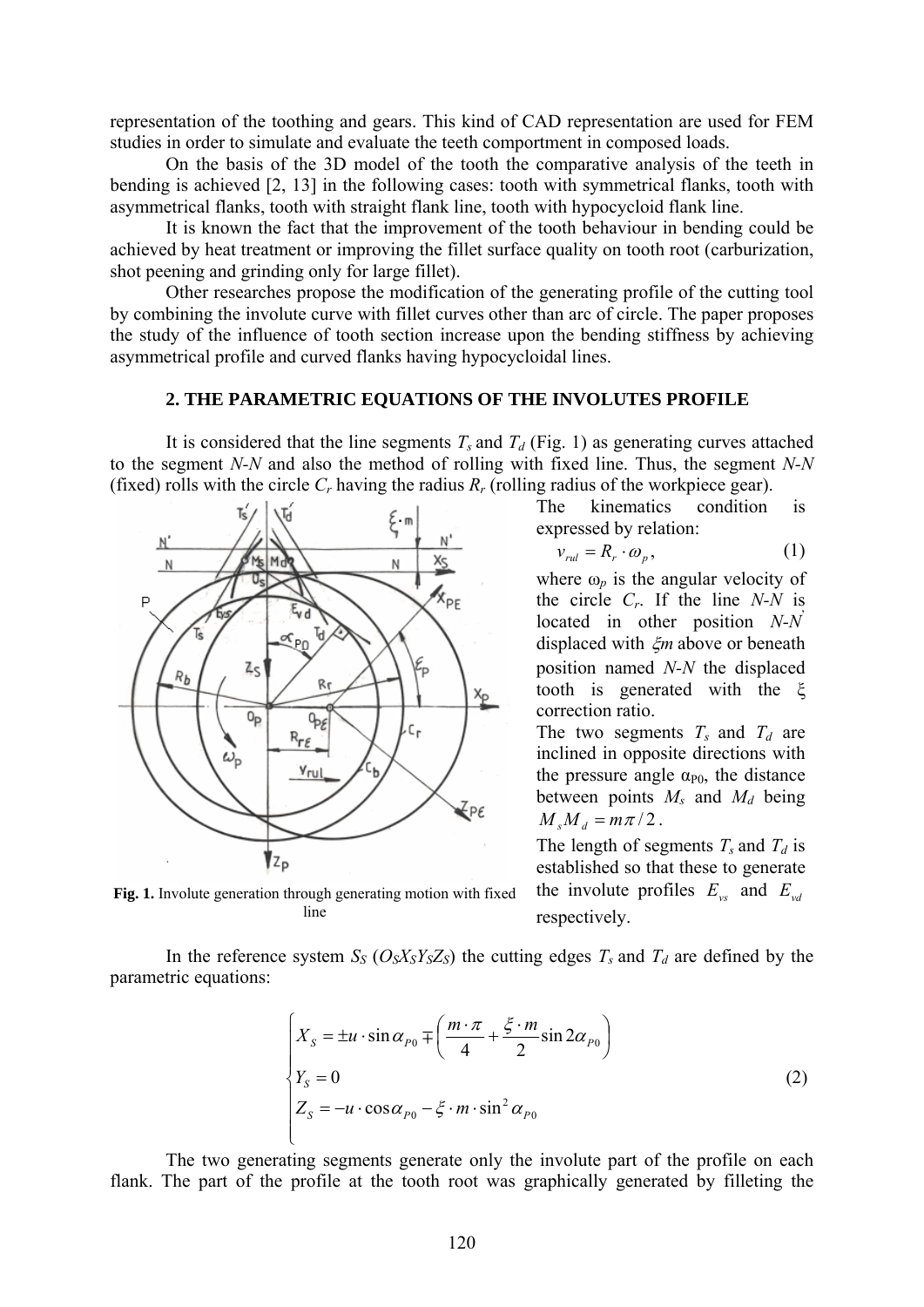representation of the toothing and gears. This kind of CAD representation are used for FEM studies in order to simulate and evaluate the teeth comportment in composed loads.

On the basis of the 3D model of the tooth the comparative analysis of the teeth in bending is achieved [2, 13] in the following cases: tooth with symmetrical flanks, tooth with asymmetrical flanks, tooth with straight flank line, tooth with hypocycloid flank line.

It is known the fact that the improvement of the tooth behaviour in bending could be achieved by heat treatment or improving the fillet surface quality on tooth root (carburization, shot peening and grinding only for large fillet).

Other researches propose the modification of the generating profile of the cutting tool by combining the involute curve with fillet curves other than arc of circle. The paper proposes the study of the influence of tooth section increase upon the bending stiffness by achieving asymmetrical profile and curved flanks having hypocycloidal lines.

## 2. THE PARAMETRIC EQUATIONS OF THE INVOLUTES PROFILE

It is considered that the line segments $T_s$ and $T_d$ (Fig. 1) as generating curves attached to the segment *N-N* and also the method of rolling with fixed line. Thus, the segment *N-N* (fixed) rolls with the circle $C_r$ having the radius $R_r$ (rolling radius of the workpiece gear).

**Fig. 1.** Involute generation through generating motion with fixed line

The kinematics condition is expressed by relation:

$$v_{rul} = R_r \cdot \omega_p, \tag{1}$$

where $\omega_p$ is the angular velocity of the circle $C_r$. If the line *N-N* is located in other position $N\text{-}N^{'}$ displaced with $\xi m$ above or beneath position named *N-N* the displaced tooth is generated with the $\xi$ correction ratio.

The two segments $T_s$ and $T_d$ are inclined in opposite directions with the pressure angle $\alpha_{P0}$, the distance between points $M_s$ and $M_d$ being $M_s M_d = m\pi / 2$.

The length of segments $T_s$ and $T_d$ is established so that these to generate the involute profiles $E_{vs}$ and $E_{vd}$ respectively.

In the reference system $S_S$ ($O_S X_S Y_S Z_S$) the cutting edges $T_s$ and $T_d$ are defined by the parametric equations:

$$\begin{cases} X_S = \pm u \cdot \sin\alpha_{P0} \mp \left( \dfrac{m \cdot \pi}{4} + \dfrac{\xi \cdot m}{2} \sin 2\alpha_{P0} \right) \\ Y_S = 0 \\ Z_S = -u \cdot \cos\alpha_{P0} - \xi \cdot m \cdot \sin^2 \alpha_{P0} \end{cases} \tag{2}$$

The two generating segments generate only the involute part of the profile on each flank. The part of the profile at the tooth root was graphically generated by filleting the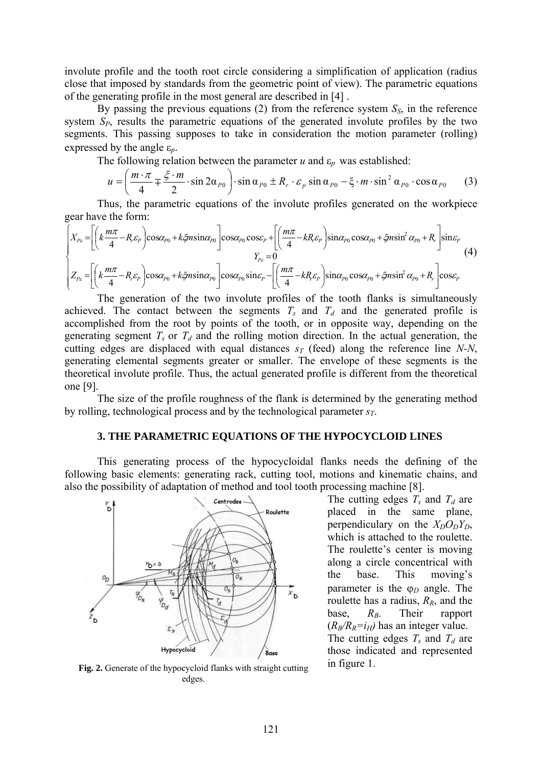involute profile and the tooth root circle considering a simplification of application (radius close that imposed by standards from the geometric point of view). The parametric equations of the generating profile in the most general are described in [4] .

By passing the previous equations (2) from the reference system $S_S$, in the reference system $S_P$, results the parametric equations of the generated involute profiles by the two segments. This passing supposes to take in consideration the motion parameter (rolling) expressed by the angle $\varepsilon_p$.

The following relation between the parameter $u$ and $\varepsilon_p$ was established:

$$u = \left( \frac{m \cdot \pi}{4} \mp \frac{\xi \cdot m}{2} \cdot \sin 2\alpha_{P0} \right) \cdot \sin \alpha_{P0} \pm R_r \cdot \varepsilon_p \sin \alpha_{P0} - \xi \cdot m \cdot \sin^2 \alpha_{P0} \cdot \cos \alpha_{P0} \qquad (3)$$

Thus, the parametric equations of the involute profiles generated on the workpiece gear have the form:

$$\begin{cases} X_{P\varepsilon} = \left[ \left( k\dfrac{m\pi}{4} - R_r \varepsilon_P \right) \cos\alpha_{P0} + k\xi m \sin\alpha_{P0} \right] \cos\alpha_{P0} \cos\varepsilon_P + \left[ \left( \dfrac{m\pi}{4} - kR_r \varepsilon_P \right) \sin\alpha_{P0} \cos\alpha_{P0} + \xi m \sin^2 \alpha_{P0} + R_r \right] \sin\varepsilon_P \\ Y_{P\varepsilon} = 0 \\ Z_{P\varepsilon} = \left[ \left( k\dfrac{m\pi}{4} - R_r \varepsilon_P \right) \cos\alpha_{P0} + k\xi m \sin\alpha_{P0} \right] \cos\alpha_{P0} \sin\varepsilon_P - \left[ \left( \dfrac{m\pi}{4} - kR_r \varepsilon_P \right) \sin\alpha_{P0} \cos\alpha_{P0} + \xi m \sin^2 \alpha_{P0} + R_r \right] \cos\varepsilon_P \end{cases} \qquad (4)$$

The generation of the two involute profiles of the tooth flanks is simultaneously achieved. The contact between the segments $T_s$ and $T_d$ and the generated profile is accomplished from the root by points of the tooth, or in opposite way, depending on the generating segment $T_s$ or $T_d$ and the rolling motion direction. In the actual generation, the cutting edges are displaced with equal distances $s_T$ (feed) along the reference line *N-N*, generating elemental segments greater or smaller. The envelope of these segments is the theoretical involute profile. Thus, the actual generated profile is different from the theoretical one [9].

The size of the profile roughness of the flank is determined by the generating method by rolling, technological process and by the technological parameter $s_T$.

## 3. THE PARAMETRIC EQUATIONS OF THE HYPOCYCLOID LINES

This generating process of the hypocycloidal flanks needs the defining of the following basic elements: generating rack, cutting tool, motions and kinematic chains, and also the possibility of adaptation of method and tool tooth processing machine [8].

**Fig. 2.** Generate of the hypocycloid flanks with straight cutting edges.

The cutting edges $T_s$ and $T_d$ are placed in the same plane, perpendiculary on the $X_DO_DY_D$, which is attached to the roulette. The roulette's center is moving along a circle concentrical with the base. This moving's parameter is the $\varphi_D$ angle. The roulette has a radius, $R_R$, and the base, $R_B$. Their rapport ($R_B/R_R=i_H$) has an integer value. The cutting edges $T_s$ and $T_d$ are those indicated and represented in figure 1.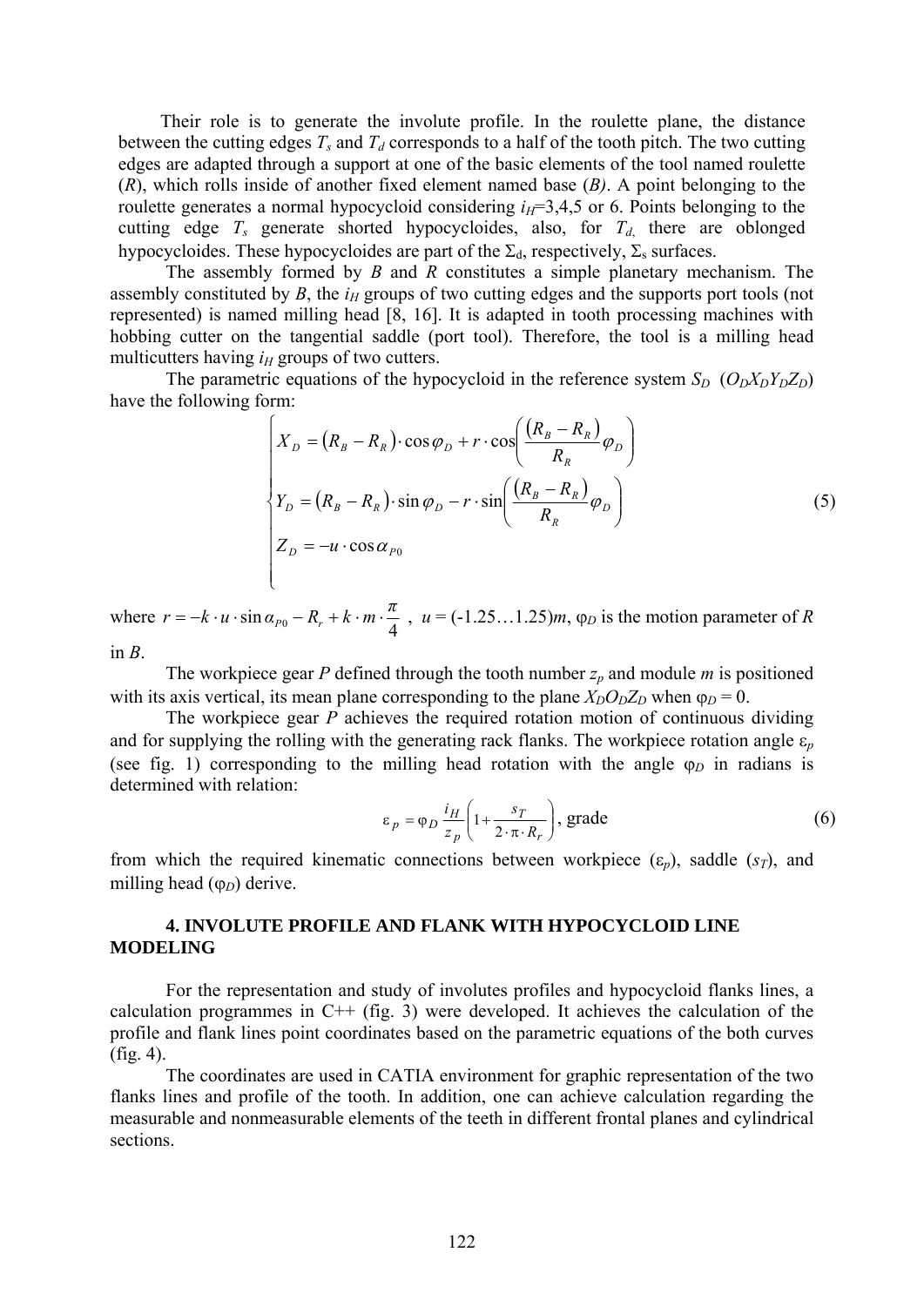Their role is to generate the involute profile. In the roulette plane, the distance between the cutting edges $T_s$ and $T_d$ corresponds to a half of the tooth pitch. The two cutting edges are adapted through a support at one of the basic elements of the tool named roulette (*R*), which rolls inside of another fixed element named base (*B)*. A point belonging to the roulette generates a normal hypocycloid considering $i_H$=3,4,5 or 6. Points belonging to the cutting edge $T_s$ generate shorted hypocycloides, also, for $T_d$, there are oblonged hypocycloides. These hypocycloides are part of the $\Sigma_d$, respectively, $\Sigma_s$ surfaces.

The assembly formed by *B* and *R* constitutes a simple planetary mechanism. The assembly constituted by *B*, the $i_H$ groups of two cutting edges and the supports port tools (not represented) is named milling head [8, 16]. It is adapted in tooth processing machines with hobbing cutter on the tangential saddle (port tool). Therefore, the tool is a milling head multicutters having $i_H$ groups of two cutters.

The parametric equations of the hypocycloid in the reference system $S_D$ ($O_DX_DY_DZ_D$) have the following form:

$$
\begin{cases}
X_D = (R_B - R_R)\cdot\cos\varphi_D + r\cdot\cos\left(\dfrac{(R_B - R_R)}{R_R}\varphi_D\right)\\[2ex]
Y_D = (R_B - R_R)\cdot\sin\varphi_D - r\cdot\sin\left(\dfrac{(R_B - R_R)}{R_R}\varphi_D\right)\\[2ex]
Z_D = -u\cdot\cos\alpha_{P0}
\end{cases}
\tag{5}
$$

where $r = -k\cdot u\cdot\sin\alpha_{P0} - R_r + k\cdot m\cdot\dfrac{\pi}{4}$ , $u$ = (-1.25…1.25)$m$, $\varphi_D$ is the motion parameter of *R* in *B*.

The workpiece gear *P* defined through the tooth number $z_p$ and module *m* is positioned with its axis vertical, its mean plane corresponding to the plane $X_DO_DZ_D$ when $\varphi_D$ = 0.

The workpiece gear *P* achieves the required rotation motion of continuous dividing and for supplying the rolling with the generating rack flanks. The workpiece rotation angle $\varepsilon_p$ (see fig. 1) corresponding to the milling head rotation with the angle $\varphi_D$ in radians is determined with relation:

$$
\varepsilon_p = \varphi_D\frac{i_H}{z_p}\left(1+\frac{s_T}{2\cdot\pi\cdot R_r}\right),\ \text{grade}
\tag{6}
$$

from which the required kinematic connections between workpiece ($\varepsilon_p$), saddle ($s_T$), and milling head ($\varphi_D$) derive.

## 4. INVOLUTE PROFILE AND FLANK WITH HYPOCYCLOID LINE MODELING

For the representation and study of involutes profiles and hypocycloid flanks lines, a calculation programmes in C++ (fig. 3) were developed. It achieves the calculation of the profile and flank lines point coordinates based on the parametric equations of the both curves (fig. 4).

The coordinates are used in CATIA environment for graphic representation of the two flanks lines and profile of the tooth. In addition, one can achieve calculation regarding the measurable and nonmeasurable elements of the teeth in different frontal planes and cylindrical sections.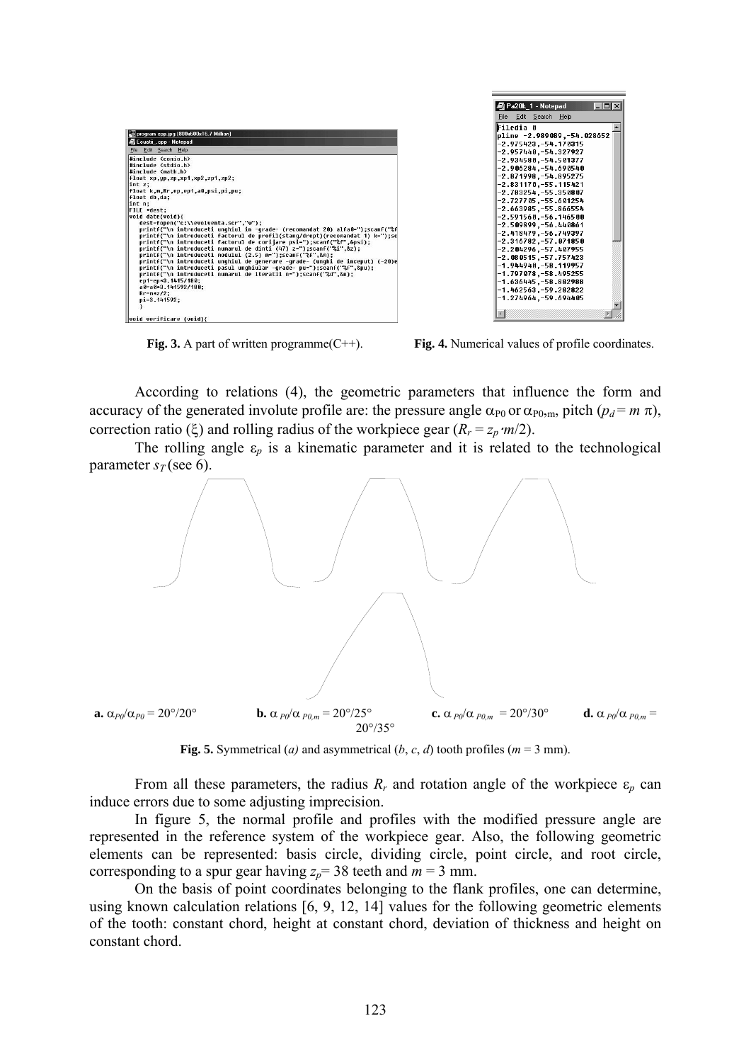**Fig. 3.** A part of written programme(C++).

**Fig. 4.** Numerical values of profile coordinates.

According to relations (4), the geometric parameters that influence the form and accuracy of the generated involute profile are: the pressure angle $\alpha_{P0}$ or $\alpha_{P0,m}$, pitch ($p_d = m\,\pi$), correction ratio ($\xi$) and rolling radius of the workpiece gear ($R_r = z_p \cdot m/2$).

The rolling angle $\varepsilon_p$ is a kinematic parameter and it is related to the technological parameter $s_T$ (see 6).

**a.** $\alpha_{P0}/\alpha_{P0} = 20°/20°$ **b.** $\alpha_{P0}/\alpha_{P0,m} = 20°/25°$ **c.** $\alpha_{P0}/\alpha_{P0,m} = 20°/30°$ **d.** $\alpha_{P0}/\alpha_{P0,m} = 20°/35°$

**Fig. 5.** Symmetrical (*a*) and asymmetrical (*b*, *c*, *d*) tooth profiles ($m$ = 3 mm).

From all these parameters, the radius $R_r$ and rotation angle of the workpiece $\varepsilon_p$ can induce errors due to some adjusting imprecision.

In figure 5, the normal profile and profiles with the modified pressure angle are represented in the reference system of the workpiece gear. Also, the following geometric elements can be represented: basis circle, dividing circle, point circle, and root circle, corresponding to a spur gear having $z_p$= 38 teeth and $m$ = 3 mm.

On the basis of point coordinates belonging to the flank profiles, one can determine, using known calculation relations [6, 9, 12, 14] values for the following geometric elements of the tooth: constant chord, height at constant chord, deviation of thickness and height on constant chord.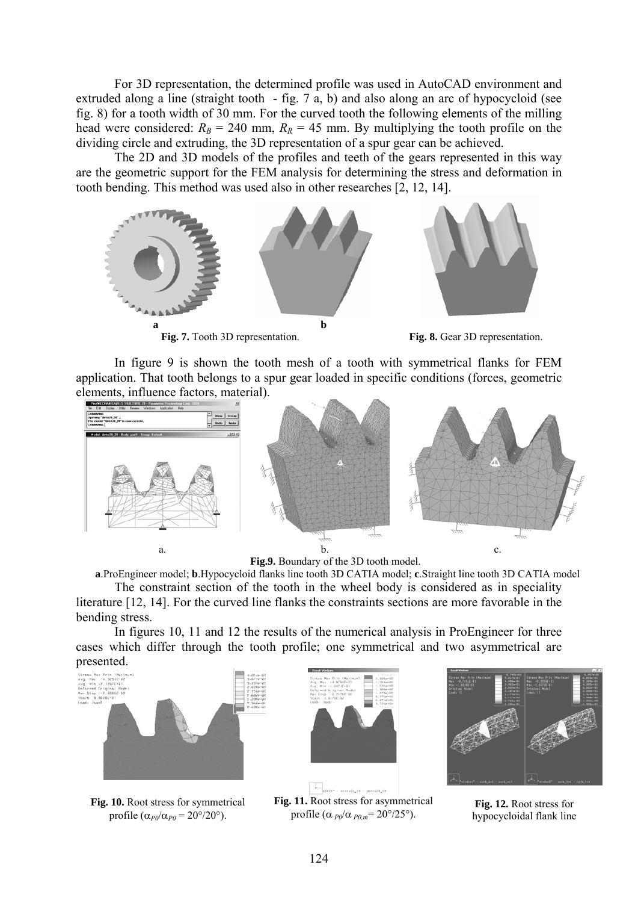For 3D representation, the determined profile was used in AutoCAD environment and extruded along a line (straight tooth - fig. 7 a, b) and also along an arc of hypocycloid (see fig. 8) for a tooth width of 30 mm. For the curved tooth the following elements of the milling head were considered: $R_B$ = 240 mm, $R_R$ = 45 mm. By multiplying the tooth profile on the dividing circle and extruding, the 3D representation of a spur gear can be achieved.

The 2D and 3D models of the profiles and teeth of the gears represented in this way are the geometric support for the FEM analysis for determining the stress and deformation in tooth bending. This method was used also in other researches [2, 12, 14].

a b

**Fig. 7.** Tooth 3D representation.

**Fig. 8.** Gear 3D representation.

In figure 9 is shown the tooth mesh of a tooth with symmetrical flanks for FEM application. That tooth belongs to a spur gear loaded in specific conditions (forces, geometric elements, influence factors, material).

a. b. c.

**Fig.9.** Boundary of the 3D tooth model.

**a**.ProEngineer model; **b**.Hypocycloid flanks line tooth 3D CATIA model; **c**.Straight line tooth 3D CATIA model

The constraint section of the tooth in the wheel body is considered as in speciality literature [12, 14]. For the curved line flanks the constraints sections are more favorable in the bending stress.

In figures 10, 11 and 12 the results of the numerical analysis in ProEngineer for three cases which differ through the tooth profile; one symmetrical and two asymmetrical are presented.

**Fig. 10.** Root stress for symmetrical profile ($\alpha_{P0}/\alpha_{P0}$ = 20°/20°).

**Fig. 11.** Root stress for asymmetrical profile ($\alpha_{P0}/\alpha_{P0,m}$= 20°/25°).

**Fig. 12.** Root stress for hypocycloidal flank line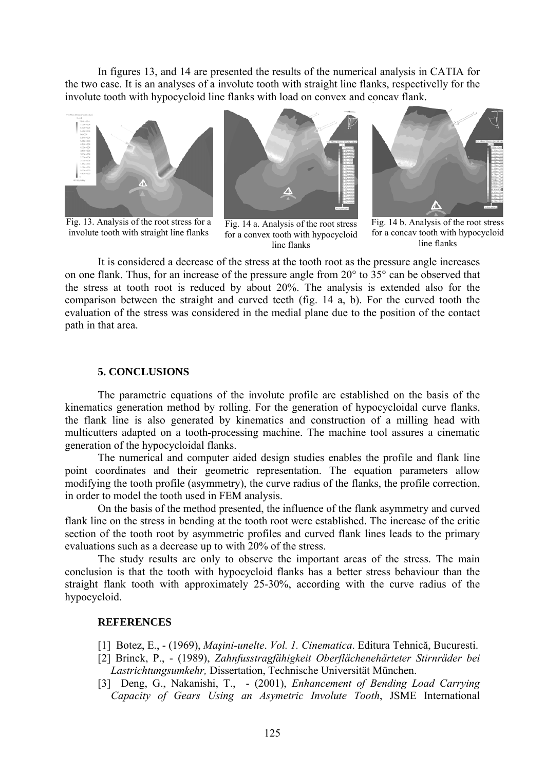In figures 13, and 14 are presented the results of the numerical analysis in CATIA for the two case. It is an analyses of a involute tooth with straight line flanks, respectivelly for the involute tooth with hypocycloid line flanks with load on convex and concav flank.

Fig. 13. Analysis of the root stress for a involute tooth with straight line flanks

Fig. 14 a. Analysis of the root stress for a convex tooth with hypocycloid line flanks

Fig. 14 b. Analysis of the root stress for a concav tooth with hypocycloid line flanks

It is considered a decrease of the stress at the tooth root as the pressure angle increases on one flank. Thus, for an increase of the pressure angle from 20° to 35° can be observed that the stress at tooth root is reduced by about 20%. The analysis is extended also for the comparison between the straight and curved teeth (fig. 14 a, b). For the curved tooth the evaluation of the stress was considered in the medial plane due to the position of the contact path in that area.

## 5. CONCLUSIONS

The parametric equations of the involute profile are established on the basis of the kinematics generation method by rolling. For the generation of hypocycloidal curve flanks, the flank line is also generated by kinematics and construction of a milling head with multicutters adapted on a tooth-processing machine. The machine tool assures a cinematic generation of the hypocycloidal flanks.

The numerical and computer aided design studies enables the profile and flank line point coordinates and their geometric representation. The equation parameters allow modifying the tooth profile (asymmetry), the curve radius of the flanks, the profile correction, in order to model the tooth used in FEM analysis.

On the basis of the method presented, the influence of the flank asymmetry and curved flank line on the stress in bending at the tooth root were established. The increase of the critic section of the tooth root by asymmetric profiles and curved flank lines leads to the primary evaluations such as a decrease up to with 20% of the stress.

The study results are only to observe the important areas of the stress. The main conclusion is that the tooth with hypocycloid flanks has a better stress behaviour than the straight flank tooth with approximately 25-30%, according with the curve radius of the hypocycloid.

## REFERENCES

[1] Botez, E., - (1969), *Maşini-unelte*. *Vol. 1. Cinematica*. Editura Tehnică, Bucuresti.

[2] Brinck, P., - (1989), *Zahnfusstragfähigkeit Oberflächenehärteter Stirnräder bei Lastrichtungsumkehr,* Dissertation, Technische Universität München.

[3] Deng, G., Nakanishi, T., - (2001), *Enhancement of Bending Load Carrying Capacity of Gears Using an Asymetric Involute Tooth*, JSME International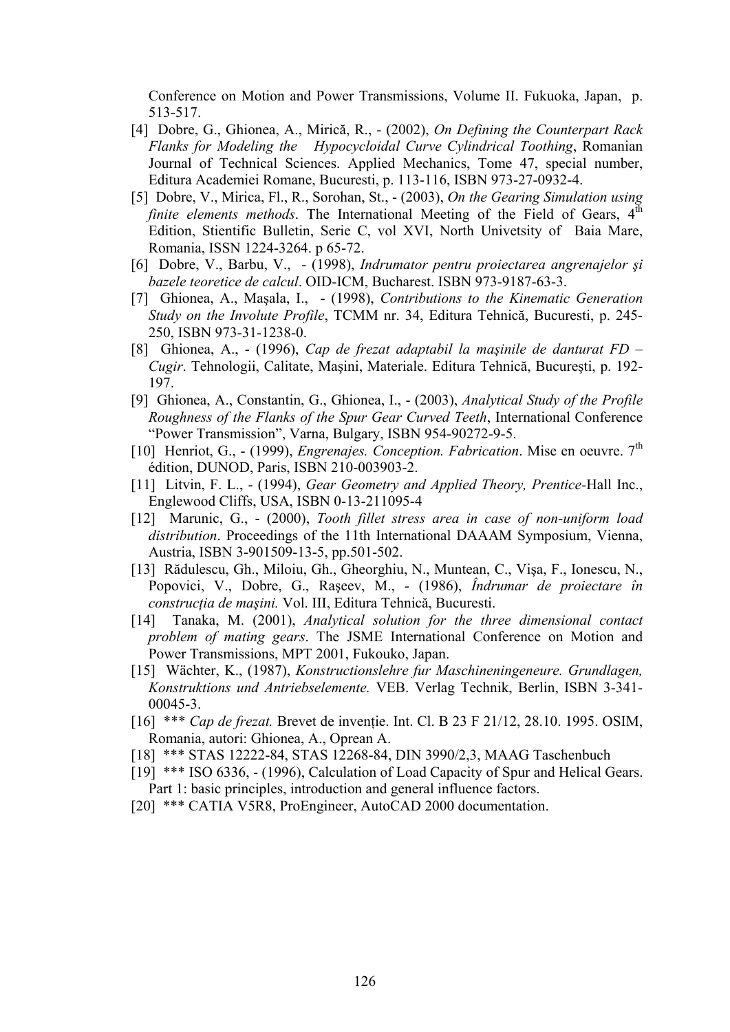Conference on Motion and Power Transmissions, Volume II. Fukuoka, Japan, p. 513-517.

[4] Dobre, G., Ghionea, A., Mirică, R., - (2002), *On Defining the Counterpart Rack Flanks for Modeling the Hypocycloidal Curve Cylindrical Toothing*, Romanian Journal of Technical Sciences. Applied Mechanics, Tome 47, special number, Editura Academiei Romane, Bucuresti, p. 113-116, ISBN 973-27-0932-4.

[5] Dobre, V., Mirica, Fl., R., Sorohan, St., - (2003), *On the Gearing Simulation using finite elements methods*. The International Meeting of the Field of Gears, 4th Edition, Stientific Bulletin, Serie C, vol XVI, North Univetsity of Baia Mare, Romania, ISSN 1224-3264. p 65-72.

[6] Dobre, V., Barbu, V., - (1998), *Indrumator pentru proiectarea angrenajelor şi bazele teoretice de calcul*. OID-ICM, Bucharest. ISBN 973-9187-63-3.

[7] Ghionea, A., Maşala, I., - (1998), *Contributions to the Kinematic Generation Study on the Involute Profile*, TCMM nr. 34, Editura Tehnică, Bucuresti, p. 245-250, ISBN 973-31-1238-0.

[8] Ghionea, A., - (1996), *Cap de frezat adaptabil la maşinile de danturat FD – Cugir*. Tehnologii, Calitate, Maşini, Materiale. Editura Tehnică, Bucureşti, p. 192-197.

[9] Ghionea, A., Constantin, G., Ghionea, I., - (2003), *Analytical Study of the Profile Roughness of the Flanks of the Spur Gear Curved Teeth*, International Conference "Power Transmission", Varna, Bulgary, ISBN 954-90272-9-5.

[10] Henriot, G., - (1999), *Engrenajes. Conception. Fabrication*. Mise en oeuvre. 7th édition, DUNOD, Paris, ISBN 210-003903-2.

[11] Litvin, F. L., - (1994), *Gear Geometry and Applied Theory, Prentice*-Hall Inc., Englewood Cliffs, USA, ISBN 0-13-211095-4

[12] Marunic, G., - (2000), *Tooth fillet stress area in case of non-uniform load distribution*. Proceedings of the 11th International DAAAM Symposium, Vienna, Austria, ISBN 3-901509-13-5, pp.501-502.

[13] Rădulescu, Gh., Miloiu, Gh., Gheorghiu, N., Muntean, C., Vişa, F., Ionescu, N., Popovici, V., Dobre, G., Raşeev, M., - (1986), *Îndrumar de proiectare în construcția de maşini.* Vol. III, Editura Tehnică, Bucuresti.

[14] Tanaka, M. (2001), *Analytical solution for the three dimensional contact problem of mating gears*. The JSME International Conference on Motion and Power Transmissions, MPT 2001, Fukouko, Japan.

[15] Wächter, K., (1987), *Konstructionslehre fur Maschineningeneure. Grundlagen, Konstruktions und Antriebselemente.* VEB. Verlag Technik, Berlin, ISBN 3-341-00045-3.

[16] *** *Cap de frezat.* Brevet de invenție. Int. Cl. B 23 F 21/12, 28.10. 1995. OSIM, Romania, autori: Ghionea, A., Oprean A.

[18] *** STAS 12222-84, STAS 12268-84, DIN 3990/2,3, MAAG Taschenbuch

[19] *** ISO 6336, - (1996), Calculation of Load Capacity of Spur and Helical Gears. Part 1: basic principles, introduction and general influence factors.

[20] *** CATIA V5R8, ProEngineer, AutoCAD 2000 documentation.